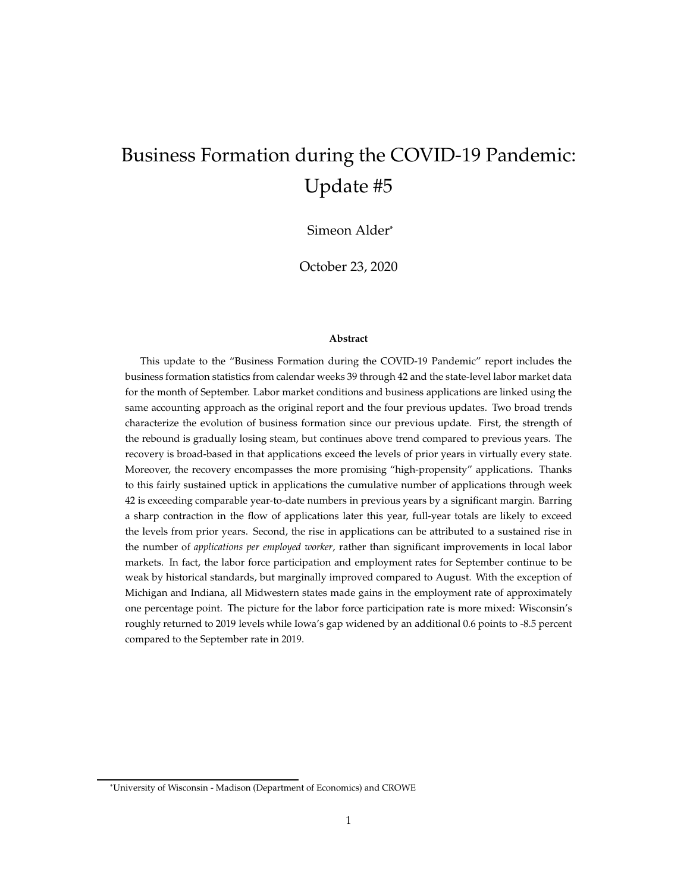# Business Formation during the COVID-19 Pandemic: Update #5

Simeon Alder*

October 23, 2020

**Abstract**

This update to the "Business Formation during the COVID-19 Pandemic" report includes the business formation statistics from calendar weeks 39 through 42 and the state-level labor market data for the month of September. Labor market conditions and business applications are linked using the same accounting approach as the original report and the four previous updates. Two broad trends characterize the evolution of business formation since our previous update. First, the strength of the rebound is gradually losing steam, but continues above trend compared to previous years. The recovery is broad-based in that applications exceed the levels of prior years in virtually every state. Moreover, the recovery encompasses the more promising "high-propensity" applications. Thanks to this fairly sustained uptick in applications the cumulative number of applications through week 42 is exceeding comparable year-to-date numbers in previous years by a significant margin. Barring a sharp contraction in the flow of applications later this year, full-year totals are likely to exceed the levels from prior years. Second, the rise in applications can be attributed to a sustained rise in the number of *applications per employed worker*, rather than significant improvements in local labor markets. In fact, the labor force participation and employment rates for September continue to be weak by historical standards, but marginally improved compared to August. With the exception of Michigan and Indiana, all Midwestern states made gains in the employment rate of approximately one percentage point. The picture for the labor force participation rate is more mixed: Wisconsin's roughly returned to 2019 levels while Iowa's gap widened by an additional 0.6 points to -8.5 percent compared to the September rate in 2019.

*University of Wisconsin - Madison (Department of Economics) and CROWE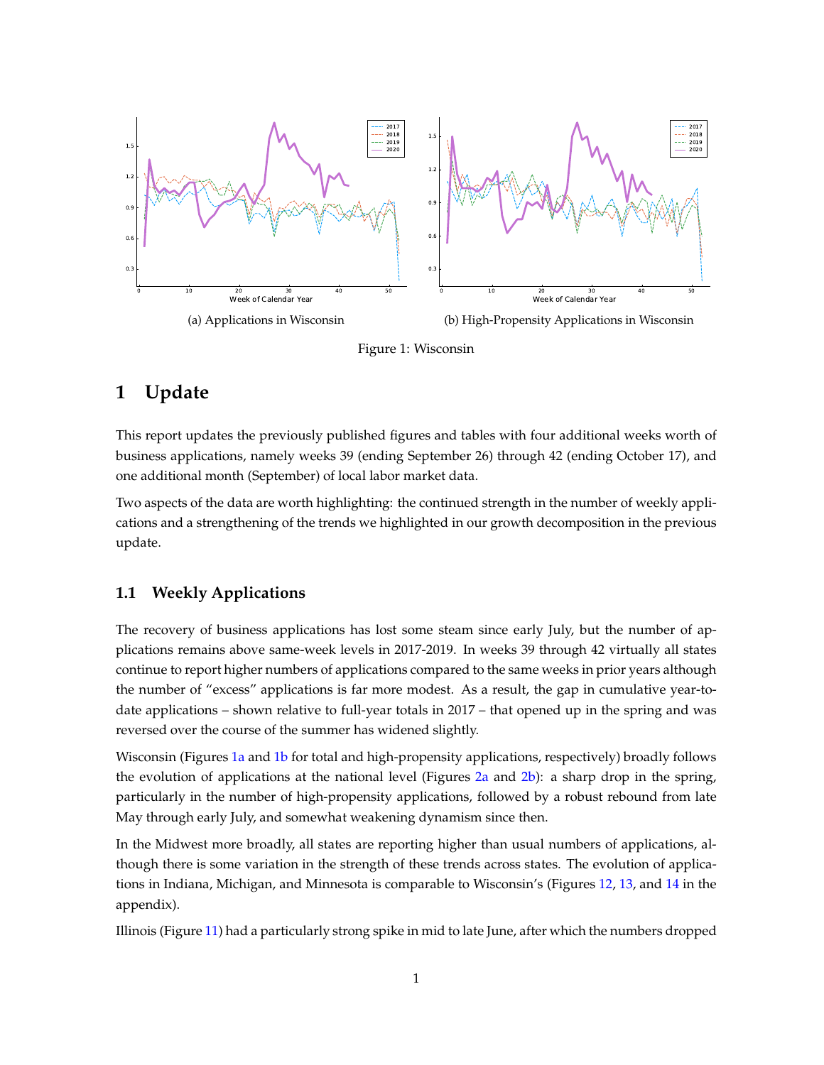1.5
1.2
0.9
0.6
0.3
0
10
20
30
40
50
Week of Calendar Year
2017
2018
2019
2020

(a) Applications in Wisconsin

1.5
1.2
0.9
0.6
0.3
0
10
20
30
40
50
Week of Calendar Year
2017
2018
2019
2020

(b) High-Propensity Applications in Wisconsin

Figure 1: Wisconsin

# 1 Update

This report updates the previously published figures and tables with four additional weeks worth of business applications, namely weeks 39 (ending September 26) through 42 (ending October 17), and one additional month (September) of local labor market data.

Two aspects of the data are worth highlighting: the continued strength in the number of weekly applications and a strengthening of the trends we highlighted in our growth decomposition in the previous update.

## 1.1 Weekly Applications

The recovery of business applications has lost some steam since early July, but the number of applications remains above same-week levels in 2017-2019. In weeks 39 through 42 virtually all states continue to report higher numbers of applications compared to the same weeks in prior years although the number of "excess" applications is far more modest. As a result, the gap in cumulative year-to-date applications – shown relative to full-year totals in 2017 – that opened up in the spring and was reversed over the course of the summer has widened slightly.

Wisconsin (Figures 1a and 1b for total and high-propensity applications, respectively) broadly follows the evolution of applications at the national level (Figures 2a and 2b): a sharp drop in the spring, particularly in the number of high-propensity applications, followed by a robust rebound from late May through early July, and somewhat weakening dynamism since then.

In the Midwest more broadly, all states are reporting higher than usual numbers of applications, although there is some variation in the strength of these trends across states. The evolution of applications in Indiana, Michigan, and Minnesota is comparable to Wisconsin's (Figures 12, 13, and 14 in the appendix).

Illinois (Figure 11) had a particularly strong spike in mid to late June, after which the numbers dropped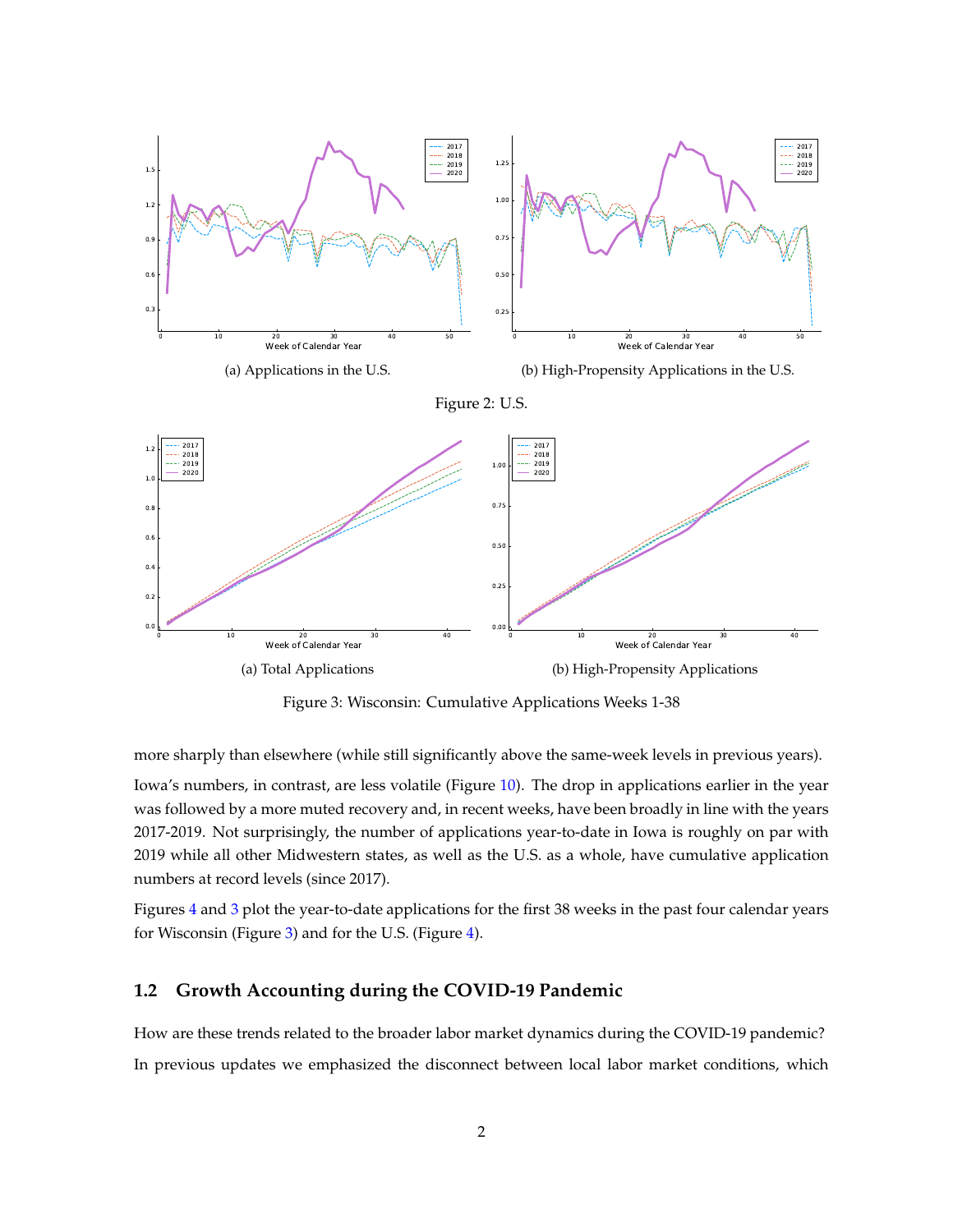2017
2018
2019
2020

1.5
1.2
0.9
0.6
0.3

0 10 20 30 40 50

Week of Calendar Year

(a) Applications in the U.S.

2017
2018
2019
2020

1.25
1.00
0.75
0.50
0.25

0 10 20 30 40 50

Week of Calendar Year

(b) High-Propensity Applications in the U.S.

Figure 2: U.S.

2017
2018
2019
2020

1.2
1.0
0.8
0.6
0.4
0.2
0.0

0 10 20 30 40

Week of Calendar Year

(a) Total Applications

2017
2018
2019
2020

1.00
0.75
0.50
0.25
0.00

0 10 20 30 40

Week of Calendar Year

(b) High-Propensity Applications

Figure 3: Wisconsin: Cumulative Applications Weeks 1-38

more sharply than elsewhere (while still significantly above the same-week levels in previous years).

Iowa's numbers, in contrast, are less volatile (Figure 10). The drop in applications earlier in the year was followed by a more muted recovery and, in recent weeks, have been broadly in line with the years 2017-2019. Not surprisingly, the number of applications year-to-date in Iowa is roughly on par with 2019 while all other Midwestern states, as well as the U.S. as a whole, have cumulative application numbers at record levels (since 2017).

Figures 4 and 3 plot the year-to-date applications for the first 38 weeks in the past four calendar years for Wisconsin (Figure 3) and for the U.S. (Figure 4).

## 1.2 Growth Accounting during the COVID-19 Pandemic

How are these trends related to the broader labor market dynamics during the COVID-19 pandemic? In previous updates we emphasized the disconnect between local labor market conditions, which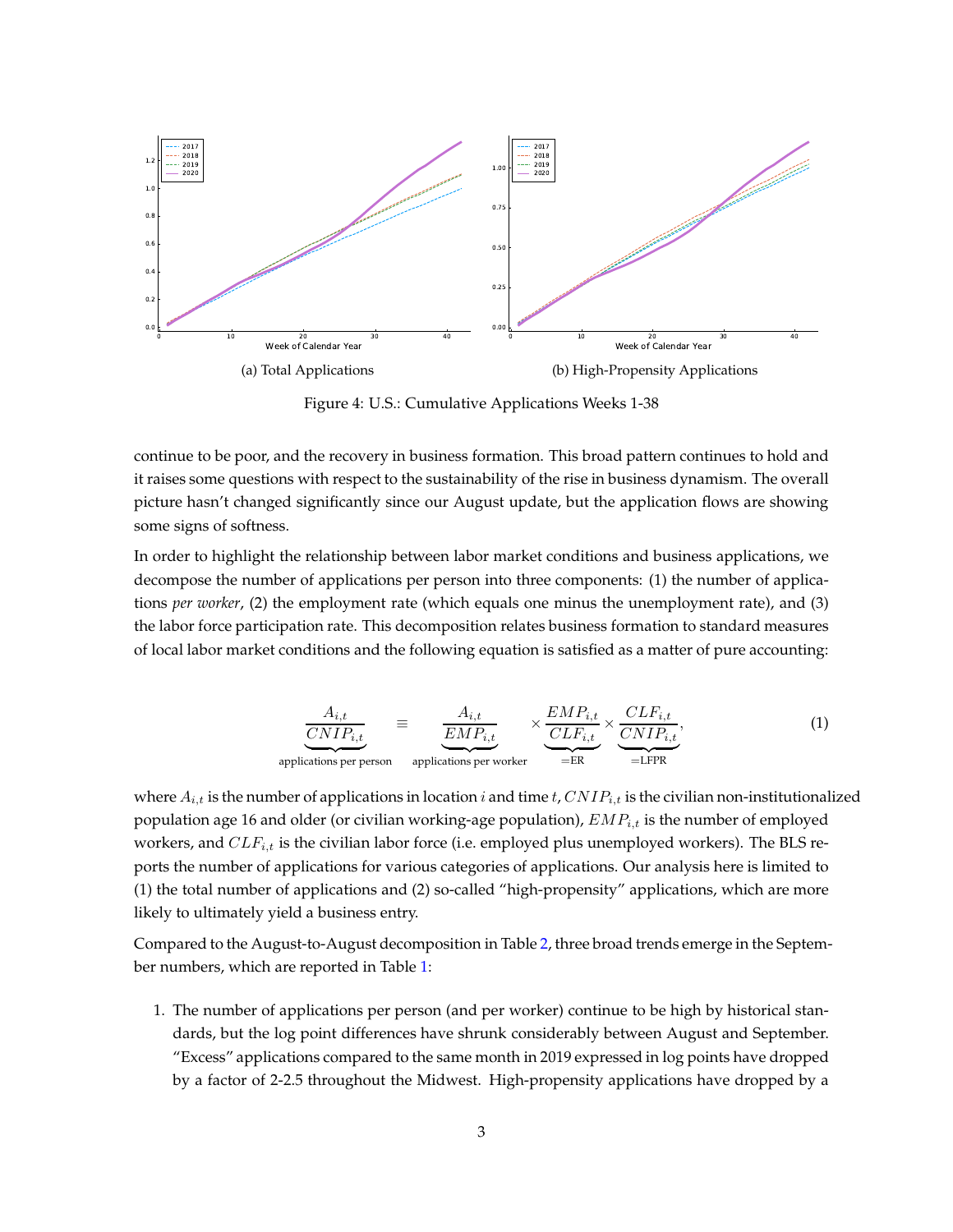2017
2018
2019
2020

1.2
1.0
0.8
0.6
0.4
0.2
0.0

0 10 20 30 40

Week of Calendar Year

(a) Total Applications

2017
2018
2019
2020

1.00
0.75
0.50
0.25
0.00

0 10 20 30 40

Week of Calendar Year

(b) High-Propensity Applications

Figure 4: U.S.: Cumulative Applications Weeks 1-38

continue to be poor, and the recovery in business formation. This broad pattern continues to hold and it raises some questions with respect to the sustainability of the rise in business dynamism. The overall picture hasn't changed significantly since our August update, but the application flows are showing some signs of softness.

In order to highlight the relationship between labor market conditions and business applications, we decompose the number of applications per person into three components: (1) the number of applications *per worker*, (2) the employment rate (which equals one minus the unemployment rate), and (3) the labor force participation rate. This decomposition relates business formation to standard measures of local labor market conditions and the following equation is satisfied as a matter of pure accounting:

$$\underbrace{\frac{A_{i,t}}{CNIP_{i,t}}}_{\text{applications per person}} \equiv \underbrace{\frac{A_{i,t}}{EMP_{i,t}}}_{\text{applications per worker}} \times \underbrace{\frac{EMP_{i,t}}{CLF_{i,t}}}_{=\text{ER}} \times \underbrace{\frac{CLF_{i,t}}{CNIP_{i,t}}}_{=\text{LFPR}}, \tag{1}$$

where $A_{i,t}$ is the number of applications in location $i$ and time $t$, $CNIP_{i,t}$ is the civilian non-institutionalized population age 16 and older (or civilian working-age population), $EMP_{i,t}$ is the number of employed workers, and $CLF_{i,t}$ is the civilian labor force (i.e. employed plus unemployed workers). The BLS reports the number of applications for various categories of applications. Our analysis here is limited to (1) the total number of applications and (2) so-called "high-propensity" applications, which are more likely to ultimately yield a business entry.

Compared to the August-to-August decomposition in Table 2, three broad trends emerge in the September numbers, which are reported in Table 1:

1. The number of applications per person (and per worker) continue to be high by historical standards, but the log point differences have shrunk considerably between August and September. "Excess" applications compared to the same month in 2019 expressed in log points have dropped by a factor of 2-2.5 throughout the Midwest. High-propensity applications have dropped by a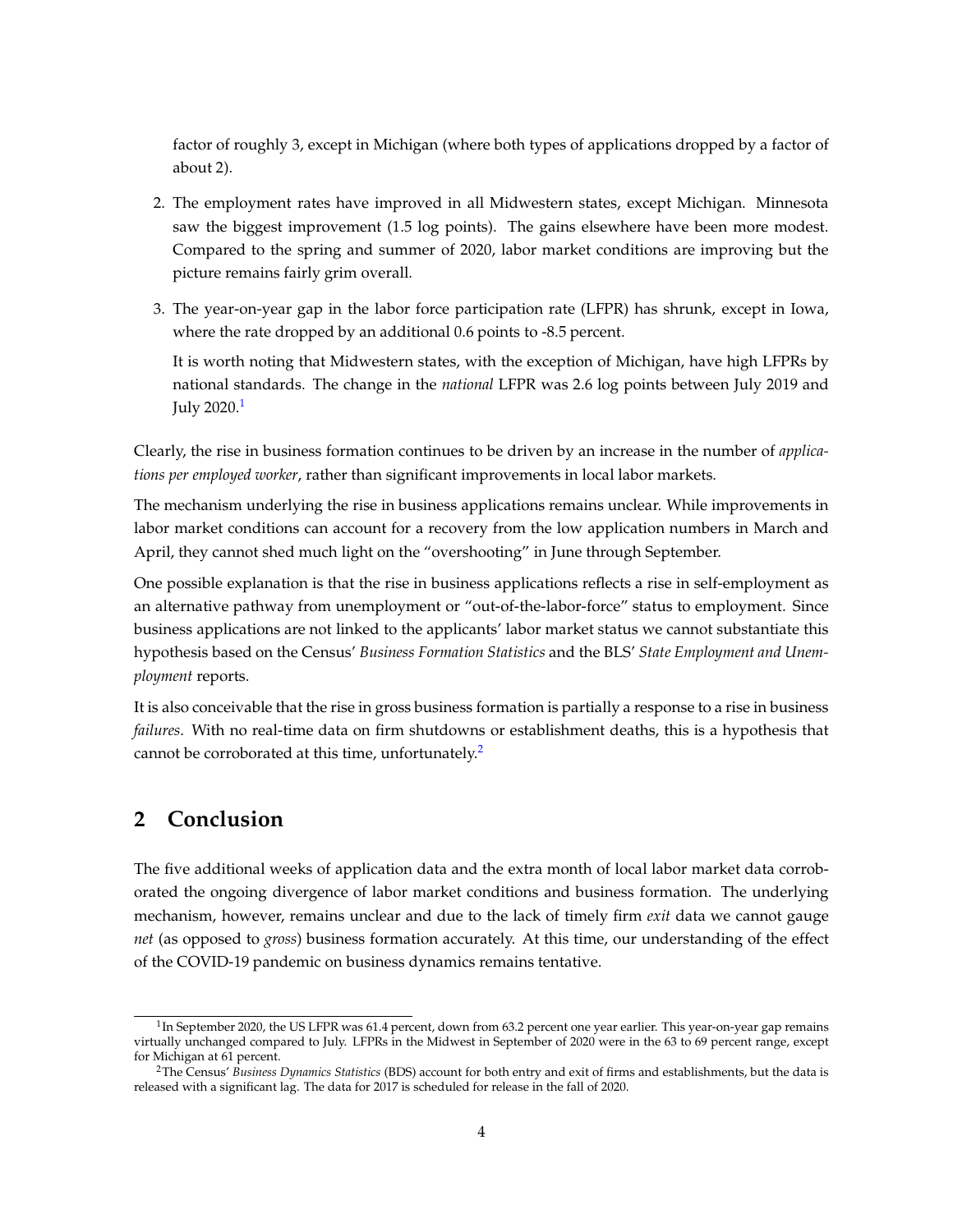factor of roughly 3, except in Michigan (where both types of applications dropped by a factor of about 2).

2. The employment rates have improved in all Midwestern states, except Michigan. Minnesota saw the biggest improvement (1.5 log points). The gains elsewhere have been more modest. Compared to the spring and summer of 2020, labor market conditions are improving but the picture remains fairly grim overall.

3. The year-on-year gap in the labor force participation rate (LFPR) has shrunk, except in Iowa, where the rate dropped by an additional 0.6 points to -8.5 percent.

   It is worth noting that Midwestern states, with the exception of Michigan, have high LFPRs by national standards. The change in the *national* LFPR was 2.6 log points between July 2019 and July 2020.[1]

Clearly, the rise in business formation continues to be driven by an increase in the number of *applications per employed worker*, rather than significant improvements in local labor markets.

The mechanism underlying the rise in business applications remains unclear. While improvements in labor market conditions can account for a recovery from the low application numbers in March and April, they cannot shed much light on the "overshooting" in June through September.

One possible explanation is that the rise in business applications reflects a rise in self-employment as an alternative pathway from unemployment or "out-of-the-labor-force" status to employment. Since business applications are not linked to the applicants' labor market status we cannot substantiate this hypothesis based on the Census' *Business Formation Statistics* and the BLS' *State Employment and Unemployment* reports.

It is also conceivable that the rise in gross business formation is partially a response to a rise in business *failures*. With no real-time data on firm shutdowns or establishment deaths, this is a hypothesis that cannot be corroborated at this time, unfortunately.[2]

## 2 Conclusion

The five additional weeks of application data and the extra month of local labor market data corroborated the ongoing divergence of labor market conditions and business formation. The underlying mechanism, however, remains unclear and due to the lack of timely firm *exit* data we cannot gauge *net* (as opposed to *gross*) business formation accurately. At this time, our understanding of the effect of the COVID-19 pandemic on business dynamics remains tentative.

---

[1] In September 2020, the US LFPR was 61.4 percent, down from 63.2 percent one year earlier. This year-on-year gap remains virtually unchanged compared to July. LFPRs in the Midwest in September of 2020 were in the 63 to 69 percent range, except for Michigan at 61 percent.

[2] The Census' *Business Dynamics Statistics* (BDS) account for both entry and exit of firms and establishments, but the data is released with a significant lag. The data for 2017 is scheduled for release in the fall of 2020.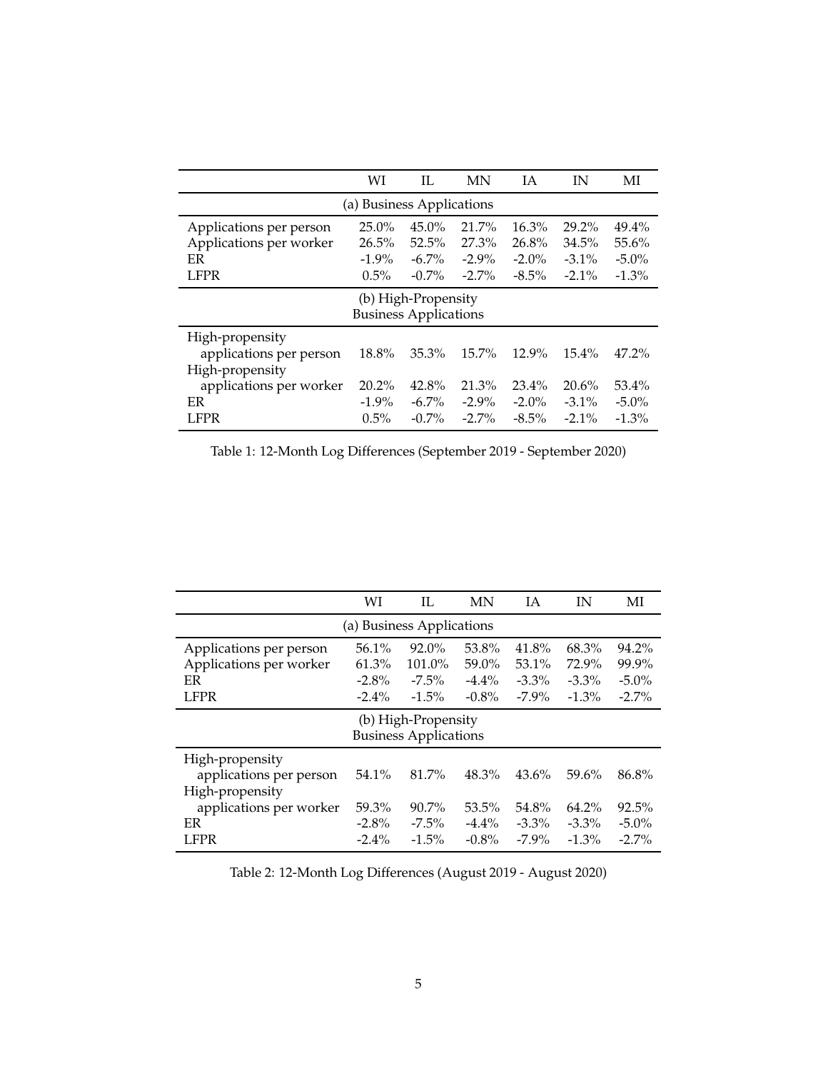| | WI | IL | MN | IA | IN | MI |
|---|---|---|---|---|---|---|
| (a) Business Applications | | | | | | |
| Applications per person | 25.0% | 45.0% | 21.7% | 16.3% | 29.2% | 49.4% |
| Applications per worker | 26.5% | 52.5% | 27.3% | 26.8% | 34.5% | 55.6% |
| ER | -1.9% | -6.7% | -2.9% | -2.0% | -3.1% | -5.0% |
| LFPR | 0.5% | -0.7% | -2.7% | -8.5% | -2.1% | -1.3% |
| (b) High-Propensity Business Applications | | | | | | |
| High-propensity applications per person | 18.8% | 35.3% | 15.7% | 12.9% | 15.4% | 47.2% |
| High-propensity applications per worker | 20.2% | 42.8% | 21.3% | 23.4% | 20.6% | 53.4% |
| ER | -1.9% | -6.7% | -2.9% | -2.0% | -3.1% | -5.0% |
| LFPR | 0.5% | -0.7% | -2.7% | -8.5% | -2.1% | -1.3% |

Table 1: 12-Month Log Differences (September 2019 - September 2020)

| | WI | IL | MN | IA | IN | MI |
|---|---|---|---|---|---|---|
| (a) Business Applications | | | | | | |
| Applications per person | 56.1% | 92.0% | 53.8% | 41.8% | 68.3% | 94.2% |
| Applications per worker | 61.3% | 101.0% | 59.0% | 53.1% | 72.9% | 99.9% |
| ER | -2.8% | -7.5% | -4.4% | -3.3% | -3.3% | -5.0% |
| LFPR | -2.4% | -1.5% | -0.8% | -7.9% | -1.3% | -2.7% |
| (b) High-Propensity Business Applications | | | | | | |
| High-propensity applications per person | 54.1% | 81.7% | 48.3% | 43.6% | 59.6% | 86.8% |
| High-propensity applications per worker | 59.3% | 90.7% | 53.5% | 54.8% | 64.2% | 92.5% |
| ER | -2.8% | -7.5% | -4.4% | -3.3% | -3.3% | -5.0% |
| LFPR | -2.4% | -1.5% | -0.8% | -7.9% | -1.3% | -2.7% |

Table 2: 12-Month Log Differences (August 2019 - August 2020)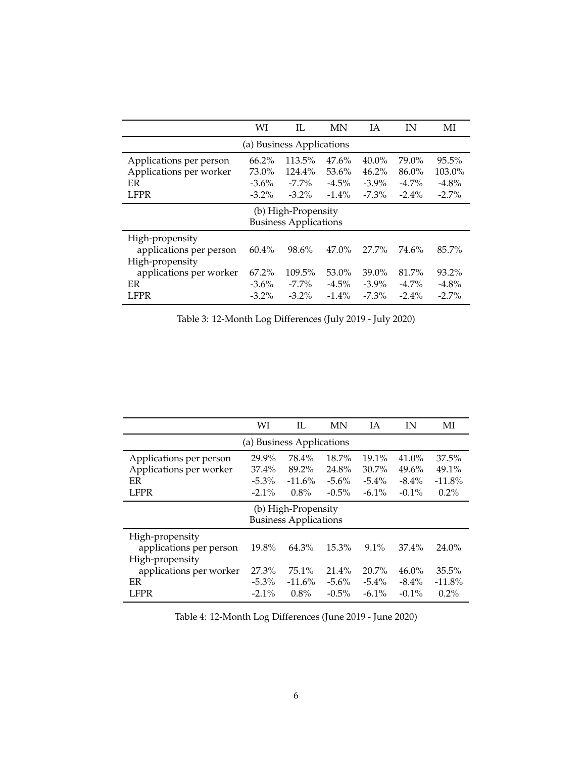| | WI | IL | MN | IA | IN | MI |
|---|---|---|---|---|---|---|
| (a) Business Applications | | | | | | |
| Applications per person | 66.2% | 113.5% | 47.6% | 40.0% | 79.0% | 95.5% |
| Applications per worker | 73.0% | 124.4% | 53.6% | 46.2% | 86.0% | 103.0% |
| ER | -3.6% | -7.7% | -4.5% | -3.9% | -4.7% | -4.8% |
| LFPR | -3.2% | -3.2% | -1.4% | -7.3% | -2.4% | -2.7% |
| (b) High-Propensity Business Applications | | | | | | |
| High-propensity applications per person | 60.4% | 98.6% | 47.0% | 27.7% | 74.6% | 85.7% |
| High-propensity applications per worker | 67.2% | 109.5% | 53.0% | 39.0% | 81.7% | 93.2% |
| ER | -3.6% | -7.7% | -4.5% | -3.9% | -4.7% | -4.8% |
| LFPR | -3.2% | -3.2% | -1.4% | -7.3% | -2.4% | -2.7% |

Table 3: 12-Month Log Differences (July 2019 - July 2020)

| | WI | IL | MN | IA | IN | MI |
|---|---|---|---|---|---|---|
| (a) Business Applications | | | | | | |
| Applications per person | 29.9% | 78.4% | 18.7% | 19.1% | 41.0% | 37.5% |
| Applications per worker | 37.4% | 89.2% | 24.8% | 30.7% | 49.6% | 49.1% |
| ER | -5.3% | -11.6% | -5.6% | -5.4% | -8.4% | -11.8% |
| LFPR | -2.1% | 0.8% | -0.5% | -6.1% | -0.1% | 0.2% |
| (b) High-Propensity Business Applications | | | | | | |
| High-propensity applications per person | 19.8% | 64.3% | 15.3% | 9.1% | 37.4% | 24.0% |
| High-propensity applications per worker | 27.3% | 75.1% | 21.4% | 20.7% | 46.0% | 35.5% |
| ER | -5.3% | -11.6% | -5.6% | -5.4% | -8.4% | -11.8% |
| LFPR | -2.1% | 0.8% | -0.5% | -6.1% | -0.1% | 0.2% |

Table 4: 12-Month Log Differences (June 2019 - June 2020)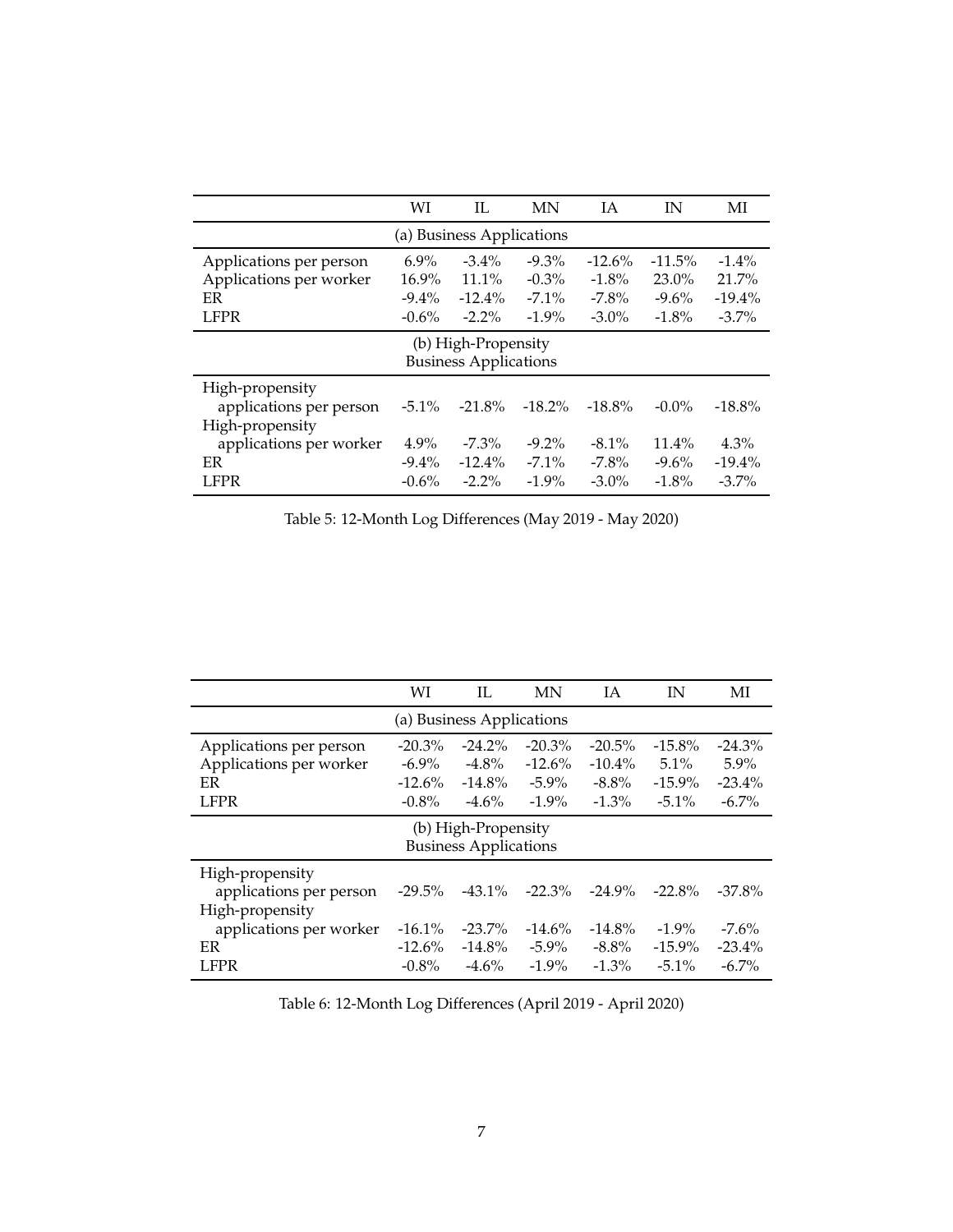| | WI | IL | MN | IA | IN | MI |
|---|---|---|---|---|---|---|
| (a) Business Applications | | | | | | |
| Applications per person | 6.9% | -3.4% | -9.3% | -12.6% | -11.5% | -1.4% |
| Applications per worker | 16.9% | 11.1% | -0.3% | -1.8% | 23.0% | 21.7% |
| ER | -9.4% | -12.4% | -7.1% | -7.8% | -9.6% | -19.4% |
| LFPR | -0.6% | -2.2% | -1.9% | -3.0% | -1.8% | -3.7% |
| (b) High-Propensity Business Applications | | | | | | |
| High-propensity applications per person | -5.1% | -21.8% | -18.2% | -18.8% | -0.0% | -18.8% |
| High-propensity applications per worker | 4.9% | -7.3% | -9.2% | -8.1% | 11.4% | 4.3% |
| ER | -9.4% | -12.4% | -7.1% | -7.8% | -9.6% | -19.4% |
| LFPR | -0.6% | -2.2% | -1.9% | -3.0% | -1.8% | -3.7% |

Table 5: 12-Month Log Differences (May 2019 - May 2020)

| | WI | IL | MN | IA | IN | MI |
|---|---|---|---|---|---|---|
| (a) Business Applications | | | | | | |
| Applications per person | -20.3% | -24.2% | -20.3% | -20.5% | -15.8% | -24.3% |
| Applications per worker | -6.9% | -4.8% | -12.6% | -10.4% | 5.1% | 5.9% |
| ER | -12.6% | -14.8% | -5.9% | -8.8% | -15.9% | -23.4% |
| LFPR | -0.8% | -4.6% | -1.9% | -1.3% | -5.1% | -6.7% |
| (b) High-Propensity Business Applications | | | | | | |
| High-propensity applications per person | -29.5% | -43.1% | -22.3% | -24.9% | -22.8% | -37.8% |
| High-propensity applications per worker | -16.1% | -23.7% | -14.6% | -14.8% | -1.9% | -7.6% |
| ER | -12.6% | -14.8% | -5.9% | -8.8% | -15.9% | -23.4% |
| LFPR | -0.8% | -4.6% | -1.9% | -1.3% | -5.1% | -6.7% |

Table 6: 12-Month Log Differences (April 2019 - April 2020)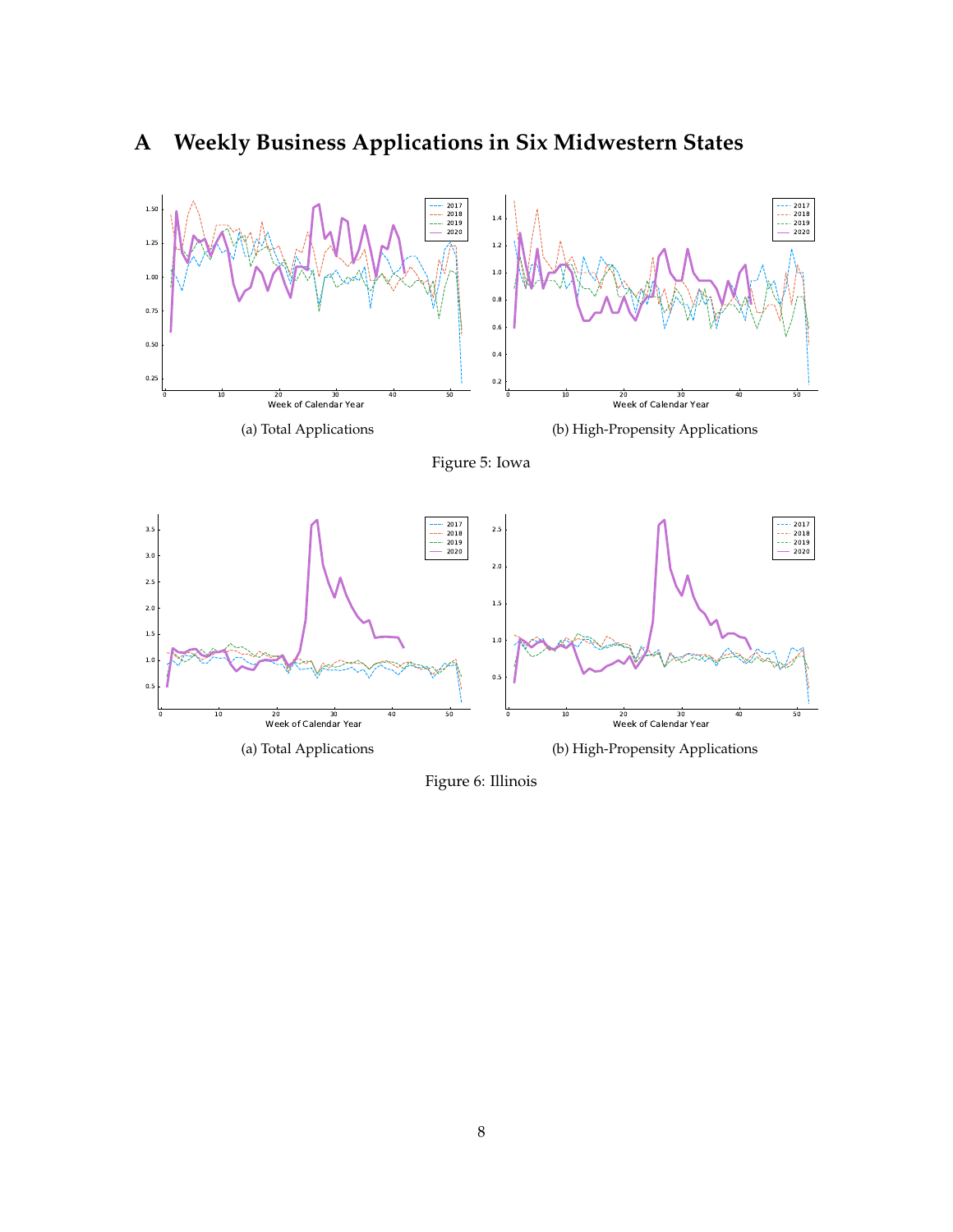# A Weekly Business Applications in Six Midwestern States

(a) Total Applications

(b) High-Propensity Applications

Figure 5: Iowa

(a) Total Applications

(b) High-Propensity Applications

Figure 6: Illinois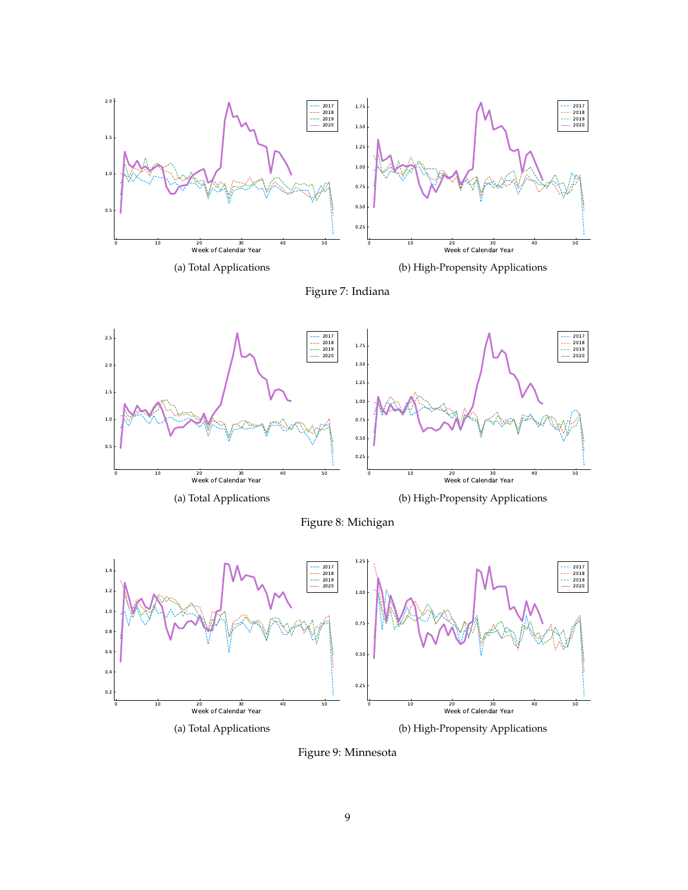2.0
1.5
1.0
0.5
0
10
20
30
40
50
Week of Calendar Year
2017
2018
2019
2020

(a) Total Applications

1.75
1.50
1.25
1.00
0.75
0.50
0.25
0
10
20
30
40
50
Week of Calendar Year
2017
2018
2019
2020

(b) High-Propensity Applications

Figure 7: Indiana

2.5
2.0
1.5
1.0
0.5
0
10
20
30
40
50
Week of Calendar Year
2017
2018
2019
2020

(a) Total Applications

1.75
1.50
1.25
1.00
0.75
0.50
0.25
0
10
20
30
40
50
Week of Calendar Year
2017
2018
2019
2020

(b) High-Propensity Applications

Figure 8: Michigan

1.4
1.2
1.0
0.8
0.6
0.4
0.2
0
10
20
30
40
50
Week of Calendar Year
2017
2018
2019
2020

(a) Total Applications

1.25
1.00
0.75
0.50
0.25
0
10
20
30
40
50
Week of Calendar Year
2017
2018
2019
2020

(b) High-Propensity Applications

Figure 9: Minnesota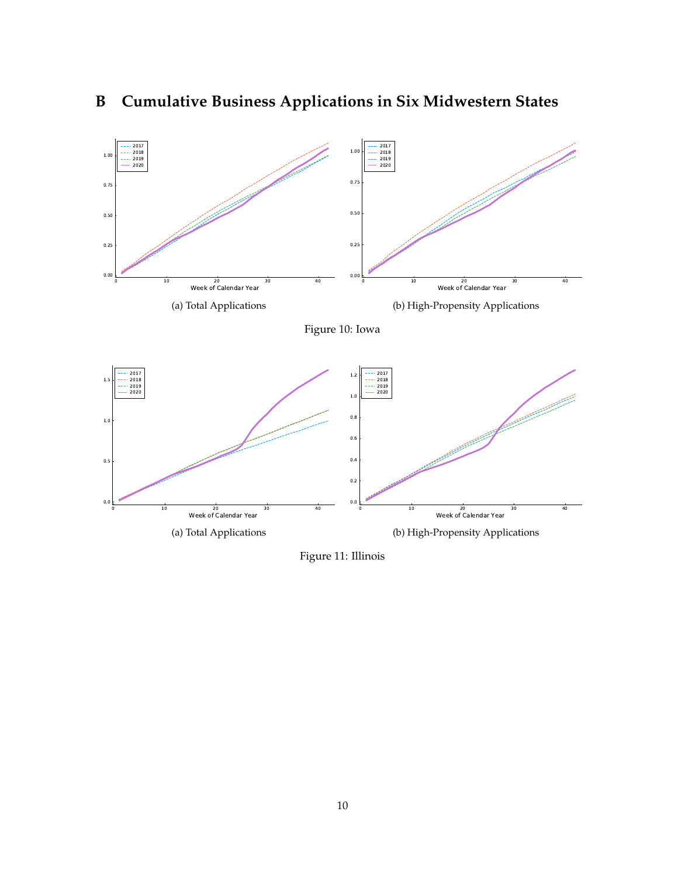# B Cumulative Business Applications in Six Midwestern States

2017
2018
2019
2020

1.00
0.75
0.50
0.25
0.00

0 10 20 30 40

Week of Calendar Year

(a) Total Applications

2017
2018
2019
2020

1.00
0.75
0.50
0.25
0.00

0 10 20 30 40

Week of Calendar Year

(b) High-Propensity Applications

Figure 10: Iowa

2017
2018
2019
2020

1.5
1.0
0.5
0.0

0 10 20 30 40

Week of Calendar Year

(a) Total Applications

2017
2018
2019
2020

1.2
1.0
0.8
0.6
0.4
0.2
0.0

0 10 20 30 40

Week of Calendar Year

(b) High-Propensity Applications

Figure 11: Illinois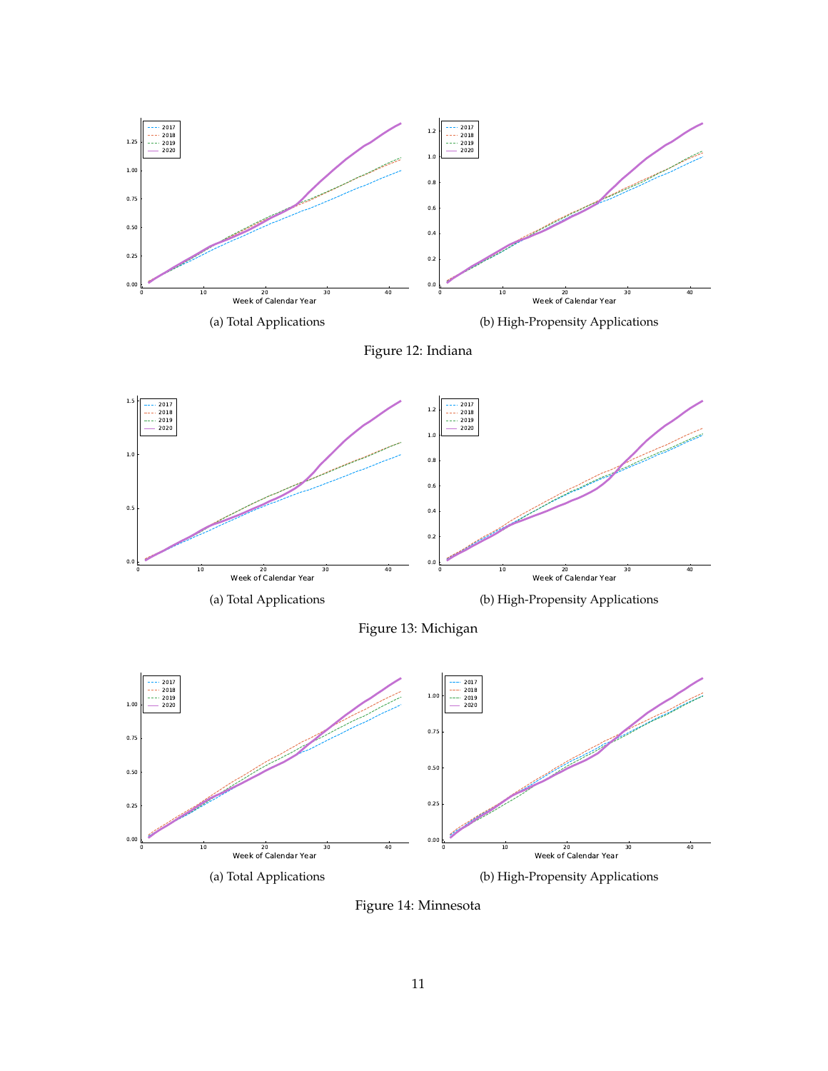2017
2018
2019
2020

1.25
1.00
0.75
0.50
0.25
0.00

0 10 20 30 40

Week of Calendar Year

(a) Total Applications

2017
2018
2019
2020

1.2
1.0
0.8
0.6
0.4
0.2
0.0

0 10 20 30 40

Week of Calendar Year

(b) High-Propensity Applications

Figure 12: Indiana

2017
2018
2019
2020

1.5
1.0
0.5
0.0

0 10 20 30 40

Week of Calendar Year

(a) Total Applications

2017
2018
2019
2020

1.2
1.0
0.8
0.6
0.4
0.2
0.0

0 10 20 30 40

Week of Calendar Year

(b) High-Propensity Applications

Figure 13: Michigan

2017
2018
2019
2020

1.00
0.75
0.50
0.25
0.00

0 10 20 30 40

Week of Calendar Year

(a) Total Applications

2017
2018
2019
2020

1.00
0.75
0.50
0.25
0.00

0 10 20 30 40

Week of Calendar Year

(b) High-Propensity Applications

Figure 14: Minnesota